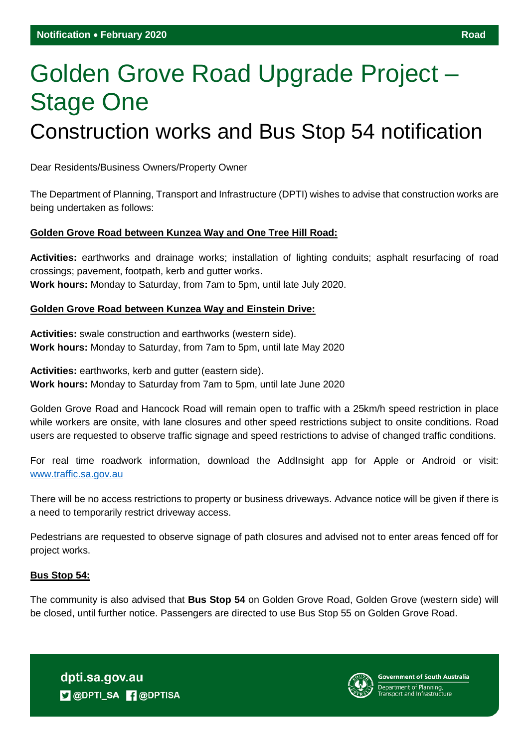**Notification • February 2020** **Road**

# Golden Grove Road Upgrade Project – Stage One

## Construction works and Bus Stop 54 notification

Dear Residents/Business Owners/Property Owner

The Department of Planning, Transport and Infrastructure (DPTI) wishes to advise that construction works are being undertaken as follows:

**Golden Grove Road between Kunzea Way and One Tree Hill Road:**

**Activities:** earthworks and drainage works; installation of lighting conduits; asphalt resurfacing of road crossings; pavement, footpath, kerb and gutter works.
**Work hours:** Monday to Saturday, from 7am to 5pm, until late July 2020.

**Golden Grove Road between Kunzea Way and Einstein Drive:**

**Activities:** swale construction and earthworks (western side).
**Work hours:** Monday to Saturday, from 7am to 5pm, until late May 2020

**Activities:** earthworks, kerb and gutter (eastern side).
**Work hours:** Monday to Saturday from 7am to 5pm, until late June 2020

Golden Grove Road and Hancock Road will remain open to traffic with a 25km/h speed restriction in place while workers are onsite, with lane closures and other speed restrictions subject to onsite conditions. Road users are requested to observe traffic signage and speed restrictions to advise of changed traffic conditions.

For real time roadwork information, download the AddInsight app for Apple or Android or visit: www.traffic.sa.gov.au

There will be no access restrictions to property or business driveways. Advance notice will be given if there is a need to temporarily restrict driveway access.

Pedestrians are requested to observe signage of path closures and advised not to enter areas fenced off for project works.

**Bus Stop 54:**

The community is also advised that **Bus Stop 54** on Golden Grove Road, Golden Grove (western side) will be closed, until further notice. Passengers are directed to use Bus Stop 55 on Golden Grove Road.

dpti.sa.gov.au
@DPTI_SA @DPTISA

Government of South Australia
Department of Planning, Transport and Infrastructure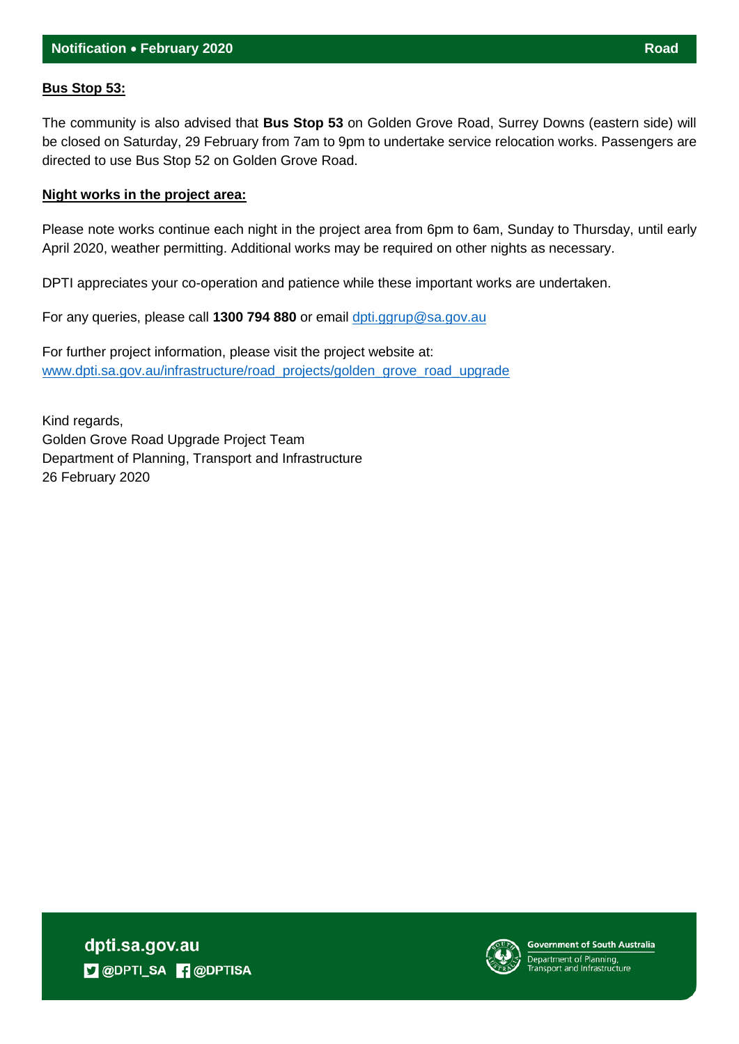**Bus Stop 53:**

The community is also advised that **Bus Stop 53** on Golden Grove Road, Surrey Downs (eastern side) will be closed on Saturday, 29 February from 7am to 9pm to undertake service relocation works. Passengers are directed to use Bus Stop 52 on Golden Grove Road.

**Night works in the project area:**

Please note works continue each night in the project area from 6pm to 6am, Sunday to Thursday, until early April 2020, weather permitting. Additional works may be required on other nights as necessary.

DPTI appreciates your co-operation and patience while these important works are undertaken.

For any queries, please call **1300 794 880** or email dpti.ggrup@sa.gov.au

For further project information, please visit the project website at:
www.dpti.sa.gov.au/infrastructure/road_projects/golden_grove_road_upgrade

Kind regards,
Golden Grove Road Upgrade Project Team
Department of Planning, Transport and Infrastructure
26 February 2020